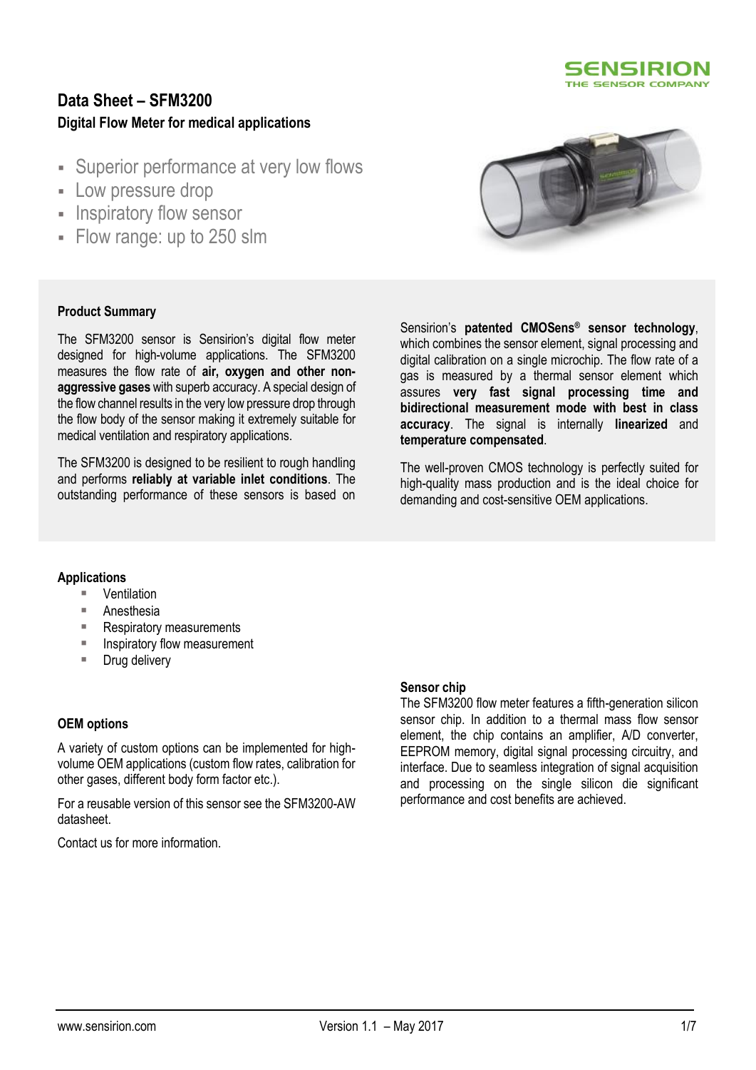SENSIRION
THE SENSOR COMPANY

# Data Sheet – SFM3200

**Digital Flow Meter for medical applications**

- Superior performance at very low flows
- Low pressure drop
- Inspiratory flow sensor
- Flow range: up to 250 slm

### Product Summary

The SFM3200 sensor is Sensirion's digital flow meter designed for high-volume applications. The SFM3200 measures the flow rate of **air, oxygen and other non-aggressive gases** with superb accuracy. A special design of the flow channel results in the very low pressure drop through the flow body of the sensor making it extremely suitable for medical ventilation and respiratory applications.

The SFM3200 is designed to be resilient to rough handling and performs **reliably at variable inlet conditions**. The outstanding performance of these sensors is based on Sensirion's **patented CMOSens® sensor technology**, which combines the sensor element, signal processing and digital calibration on a single microchip. The flow rate of a gas is measured by a thermal sensor element which assures **very fast signal processing time and bidirectional measurement mode with best in class accuracy**. The signal is internally **linearized** and **temperature compensated**.

The well-proven CMOS technology is perfectly suited for high-quality mass production and is the ideal choice for demanding and cost-sensitive OEM applications.

### Applications

- Ventilation
- Anesthesia
- Respiratory measurements
- Inspiratory flow measurement
- Drug delivery

### OEM options

A variety of custom options can be implemented for high-volume OEM applications (custom flow rates, calibration for other gases, different body form factor etc.).

For a reusable version of this sensor see the SFM3200-AW datasheet.

Contact us for more information.

### Sensor chip

The SFM3200 flow meter features a fifth-generation silicon sensor chip. In addition to a thermal mass flow sensor element, the chip contains an amplifier, A/D converter, EEPROM memory, digital signal processing circuitry, and interface. Due to seamless integration of signal acquisition and processing on the single silicon die significant performance and cost benefits are achieved.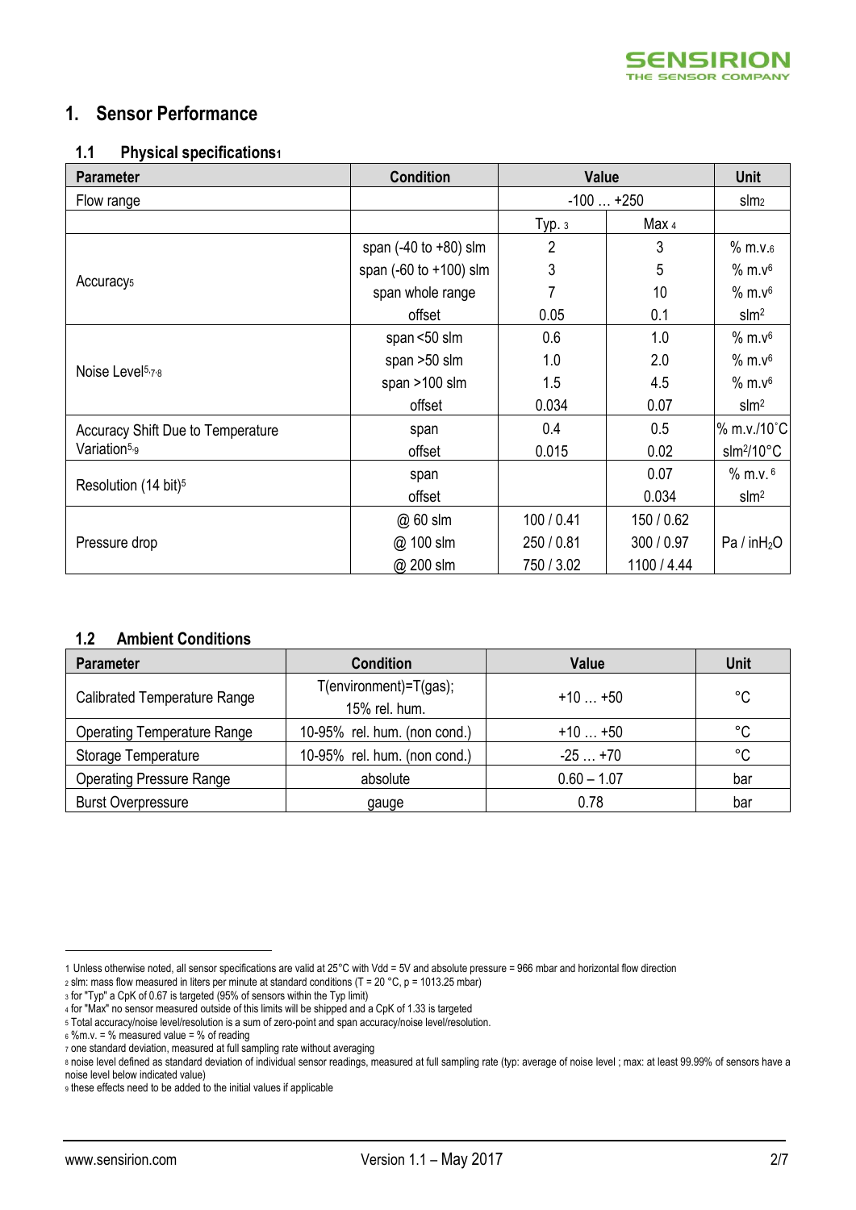# 1. Sensor Performance

## 1.1 Physical specifications[1]

| Parameter | Condition | Value | | Unit |
|---|---|---|---|---|
| Flow range | | -100 … +250 | | slm[2] |
| | | Typ. [3] | Max [4] | |
| Accuracy[5] | span (-40 to +80) slm | 2 | 3 | % m.v.[6] |
| | span (-60 to +100) slm | 3 | 5 | % m.v[6] |
| | span whole range | 7 | 10 | % m.v[6] |
| | offset | 0.05 | 0.1 | slm[2] |
| Noise Level[5,7,8] | span <50 slm | 0.6 | 1.0 | % m.v[6] |
| | span >50 slm | 1.0 | 2.0 | % m.v[6] |
| | span >100 slm | 1.5 | 4.5 | % m.v[6] |
| | offset | 0.034 | 0.07 | slm[2] |
| Accuracy Shift Due to Temperature Variation[5,9] | span | 0.4 | 0.5 | % m.v./10°C |
| | offset | 0.015 | 0.02 | slm[2]/10°C |
| Resolution (14 bit)[5] | span | | 0.07 | % m.v.[6] |
| | offset | | 0.034 | slm[2] |
| Pressure drop | @ 60 slm | 100 / 0.41 | 150 / 0.62 | Pa / $inH_2O$ |
| | @ 100 slm | 250 / 0.81 | 300 / 0.97 | |
| | @ 200 slm | 750 / 3.02 | 1100 / 4.44 | |

## 1.2 Ambient Conditions

| Parameter | Condition | Value | Unit |
|---|---|---|---|
| Calibrated Temperature Range | T(environment)=T(gas); 15% rel. hum. | +10 … +50 | °C |
| Operating Temperature Range | 10-95% rel. hum. (non cond.) | +10 … +50 | °C |
| Storage Temperature | 10-95% rel. hum. (non cond.) | -25 … +70 | °C |
| Operating Pressure Range | absolute | 0.60 – 1.07 | bar |
| Burst Overpressure | gauge | 0.78 | bar |

---

[1] Unless otherwise noted, all sensor specifications are valid at 25°C with Vdd = 5V and absolute pressure = 966 mbar and horizontal flow direction

[2] slm: mass flow measured in liters per minute at standard conditions (T = 20 °C, p = 1013.25 mbar)

[3] for "Typ" a CpK of 0.67 is targeted (95% of sensors within the Typ limit)

[4] for "Max" no sensor measured outside of this limits will be shipped and a CpK of 1.33 is targeted

[5] Total accuracy/noise level/resolution is a sum of zero-point and span accuracy/noise level/resolution.

[6] %m.v. = % measured value = % of reading

[7] one standard deviation, measured at full sampling rate without averaging

[8] noise level defined as standard deviation of individual sensor readings, measured at full sampling rate (typ: average of noise level ; max: at least 99.99% of sensors have a noise level below indicated value)

[9] these effects need to be added to the initial values if applicable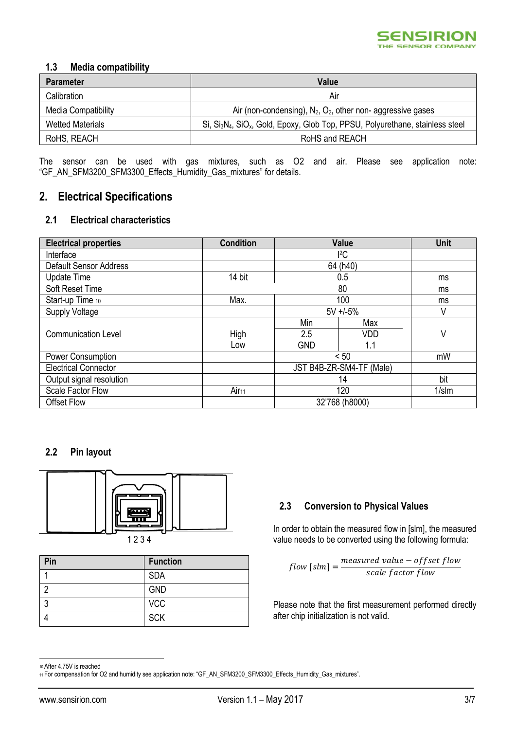### 1.3 Media compatibility

| Parameter | Value |
|---|---|
| Calibration | Air |
| Media Compatibility | Air (non-condensing), $N_2$, $O_2$, other non- aggressive gases |
| Wetted Materials | Si, $Si_3N_4$, $SiO_x$, Gold, Epoxy, Glob Top, PPSU, Polyurethane, stainless steel |
| RoHS, REACH | RoHS and REACH |

The sensor can be used with gas mixtures, such as O2 and air. Please see application note: "GF_AN_SFM3200_SFM3300_Effects_Humidity_Gas_mixtures" for details.

## 2. Electrical Specifications

### 2.1 Electrical characteristics

| Electrical properties | Condition | Value | | Unit |
|---|---|---|---|---|
| Interface | | I²C | | |
| Default Sensor Address | | 64 (h40) | | |
| Update Time | 14 bit | 0.5 | | ms |
| Soft Reset Time | | 80 | | ms |
| Start-up Time [10] | Max. | 100 | | ms |
| Supply Voltage | | 5V +/-5% | | V |
| Communication Level | | Min | Max | V |
| | High | 2.5 | VDD | |
| | Low | GND | 1.1 | |
| Power Consumption | | < 50 | | mW |
| Electrical Connector | | JST B4B-ZR-SM4-TF (Male) | | |
| Output signal resolution | | 14 | | bit |
| Scale Factor Flow | Air [11] | 120 | | 1/slm |
| Offset Flow | | 32'768 (h8000) | | |

### 2.2 Pin layout

1 2 3 4

| Pin | Function |
|---|---|
| 1 | SDA |
| 2 | GND |
| 3 | VCC |
| 4 | SCK |

### 2.3 Conversion to Physical Values

In order to obtain the measured flow in [slm], the measured value needs to be converted using the following formula:

$$flow\ [slm] = \frac{measured\ value - offset\ flow}{scale\ factor\ flow}$$

Please note that the first measurement performed directly after chip initialization is not valid.

---

[10] After 4.75V is reached

[11] For compensation for O2 and humidity see application note: "GF_AN_SFM3200_SFM3300_Effects_Humidity_Gas_mixtures".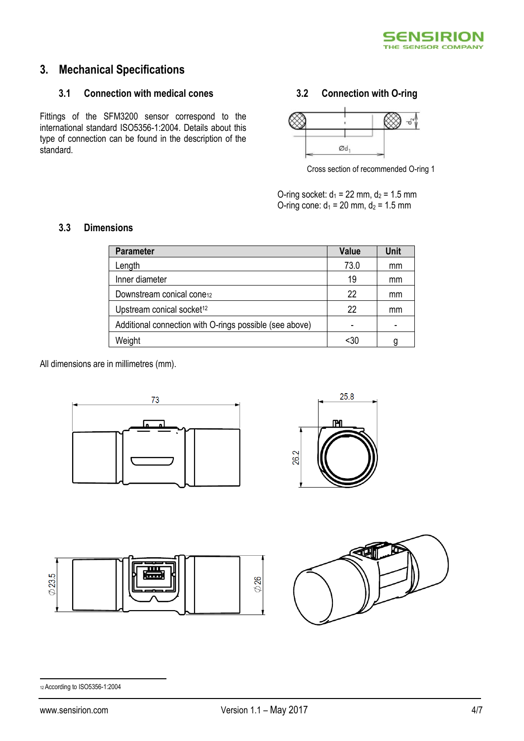# 3. Mechanical Specifications

## 3.1 Connection with medical cones

Fittings of the SFM3200 sensor correspond to the international standard ISO5356-1:2004. Details about this type of connection can be found in the description of the standard.

## 3.2 Connection with O-ring

Cross section of recommended O-ring 1

O-ring socket: $d_1$ = 22 mm, $d_2$ = 1.5 mm
O-ring cone: $d_1$ = 20 mm, $d_2$ = 1.5 mm

## 3.3 Dimensions

| Parameter | Value | Unit |
|---|---|---|
| Length | 73.0 | mm |
| Inner diameter | 19 | mm |
| Downstream conical cone[12] | 22 | mm |
| Upstream conical socket[12] | 22 | mm |
| Additional connection with O-rings possible (see above) | - | - |
| Weight | <30 | g |

All dimensions are in millimetres (mm).

[12] According to ISO5356-1:2004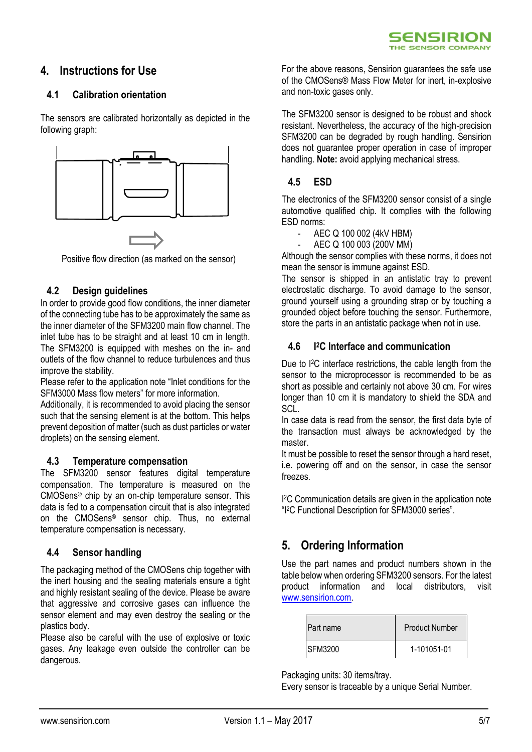## 4. Instructions for Use

### 4.1 Calibration orientation

The sensors are calibrated horizontally as depicted in the following graph:

Positive flow direction (as marked on the sensor)

### 4.2 Design guidelines

In order to provide good flow conditions, the inner diameter of the connecting tube has to be approximately the same as the inner diameter of the SFM3200 main flow channel. The inlet tube has to be straight and at least 10 cm in length. The SFM3200 is equipped with meshes on the in- and outlets of the flow channel to reduce turbulences and thus improve the stability.

Please refer to the application note "Inlet conditions for the SFM3000 Mass flow meters" for more information.

Additionally, it is recommended to avoid placing the sensor such that the sensing element is at the bottom. This helps prevent deposition of matter (such as dust particles or water droplets) on the sensing element.

### 4.3 Temperature compensation

The SFM3200 sensor features digital temperature compensation. The temperature is measured on the CMOSens® chip by an on-chip temperature sensor. This data is fed to a compensation circuit that is also integrated on the CMOSens® sensor chip. Thus, no external temperature compensation is necessary.

### 4.4 Sensor handling

The packaging method of the CMOSens chip together with the inert housing and the sealing materials ensure a tight and highly resistant sealing of the device. Please be aware that aggressive and corrosive gases can influence the sensor element and may even destroy the sealing or the plastics body.

Please also be careful with the use of explosive or toxic gases. Any leakage even outside the controller can be dangerous.

For the above reasons, Sensirion guarantees the safe use of the CMOSens® Mass Flow Meter for inert, in-explosive and non-toxic gases only.

The SFM3200 sensor is designed to be robust and shock resistant. Nevertheless, the accuracy of the high-precision SFM3200 can be degraded by rough handling. Sensirion does not guarantee proper operation in case of improper handling. **Note:** avoid applying mechanical stress.

### 4.5 ESD

The electronics of the SFM3200 sensor consist of a single automotive qualified chip. It complies with the following ESD norms:

- AEC Q 100 002 (4kV HBM)
- AEC Q 100 003 (200V MM)

Although the sensor complies with these norms, it does not mean the sensor is immune against ESD.

The sensor is shipped in an antistatic tray to prevent electrostatic discharge. To avoid damage to the sensor, ground yourself using a grounding strap or by touching a grounded object before touching the sensor. Furthermore, store the parts in an antistatic package when not in use.

### 4.6 I²C Interface and communication

Due to I²C interface restrictions, the cable length from the sensor to the microprocessor is recommended to be as short as possible and certainly not above 30 cm. For wires longer than 10 cm it is mandatory to shield the SDA and SCL.

In case data is read from the sensor, the first data byte of the transaction must always be acknowledged by the master.

It must be possible to reset the sensor through a hard reset, i.e. powering off and on the sensor, in case the sensor freezes.

I²C Communication details are given in the application note "I²C Functional Description for SFM3000 series".

## 5. Ordering Information

Use the part names and product numbers shown in the table below when ordering SFM3200 sensors. For the latest product information and local distributors, visit www.sensirion.com.

| Part name | Product Number |
|---|---|
| SFM3200 | 1-101051-01 |

Packaging units: 30 items/tray.

Every sensor is traceable by a unique Serial Number.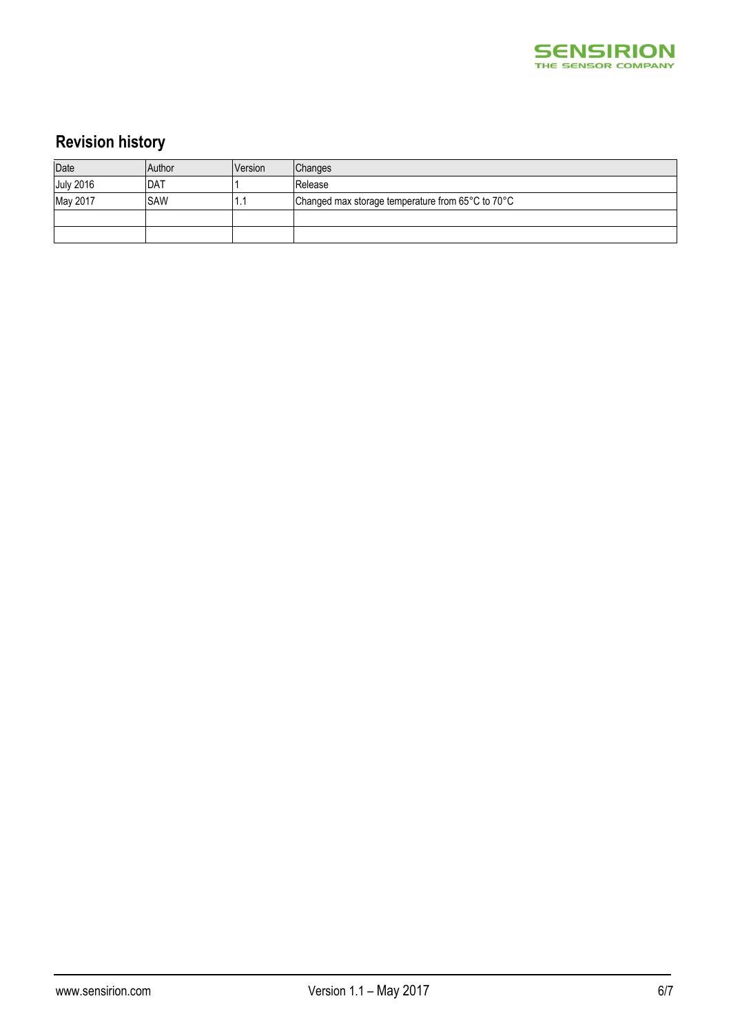## Revision history

| Date | Author | Version | Changes |
| --- | --- | --- | --- |
| July 2016 | DAT | 1 | Release |
| May 2017 | SAW | 1.1 | Changed max storage temperature from 65°C to 70°C |
| | | | |
| | | | |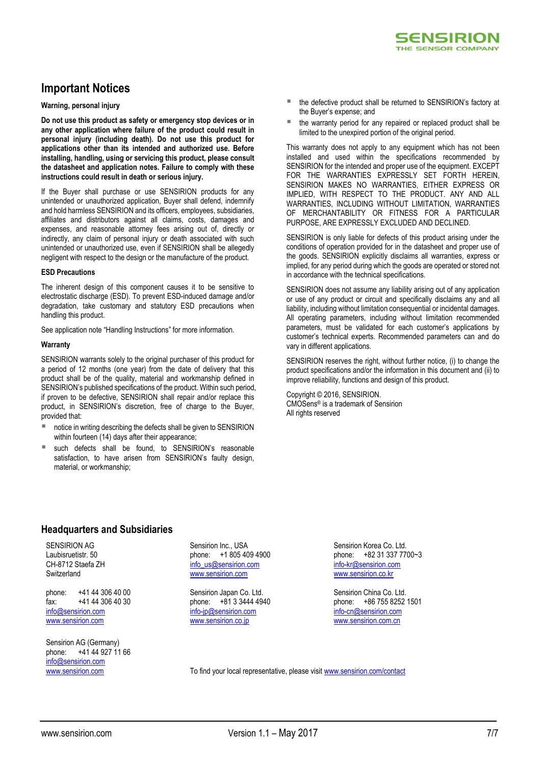## Important Notices

**Warning, personal injury**

**Do not use this product as safety or emergency stop devices or in any other application where failure of the product could result in personal injury (including death). Do not use this product for applications other than its intended and authorized use. Before installing, handling, using or servicing this product, please consult the datasheet and application notes. Failure to comply with these instructions could result in death or serious injury.**

If the Buyer shall purchase or use SENSIRION products for any unintended or unauthorized application, Buyer shall defend, indemnify and hold harmless SENSIRION and its officers, employees, subsidiaries, affiliates and distributors against all claims, costs, damages and expenses, and reasonable attorney fees arising out of, directly or indirectly, any claim of personal injury or death associated with such unintended or unauthorized use, even if SENSIRION shall be allegedly negligent with respect to the design or the manufacture of the product.

**ESD Precautions**

The inherent design of this component causes it to be sensitive to electrostatic discharge (ESD). To prevent ESD-induced damage and/or degradation, take customary and statutory ESD precautions when handling this product.

See application note "Handling Instructions" for more information.

**Warranty**

SENSIRION warrants solely to the original purchaser of this product for a period of 12 months (one year) from the date of delivery that this product shall be of the quality, material and workmanship defined in SENSIRION's published specifications of the product. Within such period, if proven to be defective, SENSIRION shall repair and/or replace this product, in SENSIRION's discretion, free of charge to the Buyer, provided that:

- notice in writing describing the defects shall be given to SENSIRION within fourteen (14) days after their appearance;
- such defects shall be found, to SENSIRION's reasonable satisfaction, to have arisen from SENSIRION's faulty design, material, or workmanship;
- the defective product shall be returned to SENSIRION's factory at the Buyer's expense; and
- the warranty period for any repaired or replaced product shall be limited to the unexpired portion of the original period.

This warranty does not apply to any equipment which has not been installed and used within the specifications recommended by SENSIRION for the intended and proper use of the equipment. EXCEPT FOR THE WARRANTIES EXPRESSLY SET FORTH HEREIN, SENSIRION MAKES NO WARRANTIES, EITHER EXPRESS OR IMPLIED, WITH RESPECT TO THE PRODUCT. ANY AND ALL WARRANTIES, INCLUDING WITHOUT LIMITATION, WARRANTIES OF MERCHANTABILITY OR FITNESS FOR A PARTICULAR PURPOSE, ARE EXPRESSLY EXCLUDED AND DECLINED.

SENSIRION is only liable for defects of this product arising under the conditions of operation provided for in the datasheet and proper use of the goods. SENSIRION explicitly disclaims all warranties, express or implied, for any period during which the goods are operated or stored not in accordance with the technical specifications.

SENSIRION does not assume any liability arising out of any application or use of any product or circuit and specifically disclaims any and all liability, including without limitation consequential or incidental damages. All operating parameters, including without limitation recommended parameters, must be validated for each customer's applications by customer's technical experts. Recommended parameters can and do vary in different applications.

SENSIRION reserves the right, without further notice, (i) to change the product specifications and/or the information in this document and (ii) to improve reliability, functions and design of this product.

Copyright © 2016, SENSIRION.
CMOSens® is a trademark of Sensirion
All rights reserved

## Headquarters and Subsidiaries

SENSIRION AG
Laubisruetistr. 50
CH-8712 Staefa ZH
Switzerland

phone: +41 44 306 40 00
fax: +41 44 306 40 30
info@sensirion.com
www.sensirion.com

Sensirion AG (Germany)
phone: +41 44 927 11 66
info@sensirion.com
www.sensirion.com

Sensirion Inc., USA
phone: +1 805 409 4900
info_us@sensirion.com
www.sensirion.com

Sensirion Japan Co. Ltd.
phone: +81 3 3444 4940
info-jp@sensirion.com
www.sensirion.co.jp

Sensirion Korea Co. Ltd.
phone: +82 31 337 7700~3
info-kr@sensirion.com
www.sensirion.co.kr

Sensirion China Co. Ltd.
phone: +86 755 8252 1501
info-cn@sensirion.com
www.sensirion.com.cn

To find your local representative, please visit www.sensirion.com/contact